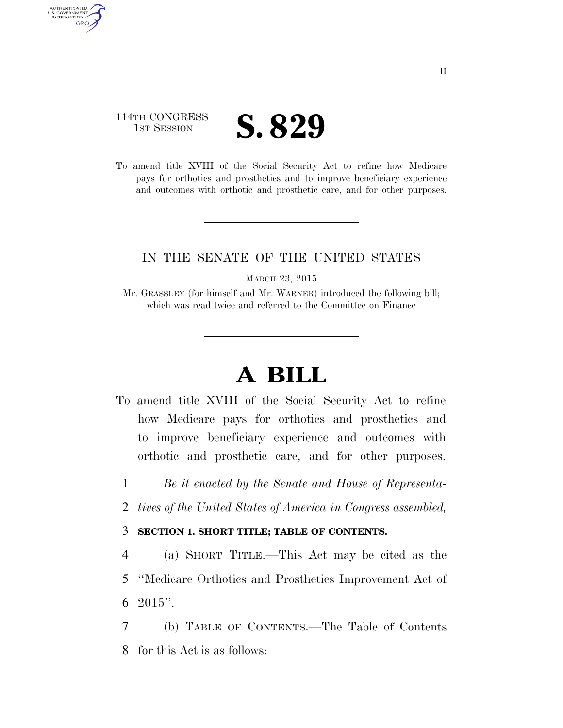114TH CONGRESS
1ST SESSION

# S. 829

To amend title XVIII of the Social Security Act to refine how Medicare pays for orthotics and prosthetics and to improve beneficiary experience and outcomes with orthotic and prosthetic care, and for other purposes.

---

IN THE SENATE OF THE UNITED STATES

MARCH 23, 2015

Mr. GRASSLEY (for himself and Mr. WARNER) introduced the following bill; which was read twice and referred to the Committee on Finance

---

# A BILL

To amend title XVIII of the Social Security Act to refine how Medicare pays for orthotics and prosthetics and to improve beneficiary experience and outcomes with orthotic and prosthetic care, and for other purposes.

1 *Be it enacted by the Senate and House of Representa-*
2 *tives of the United States of America in Congress assembled,*

3 **SECTION 1. SHORT TITLE; TABLE OF CONTENTS.**

4 (a) SHORT TITLE.—This Act may be cited as the
5 ''Medicare Orthotics and Prosthetics Improvement Act of
6 2015''.

7 (b) TABLE OF CONTENTS.—The Table of Contents
8 for this Act is as follows: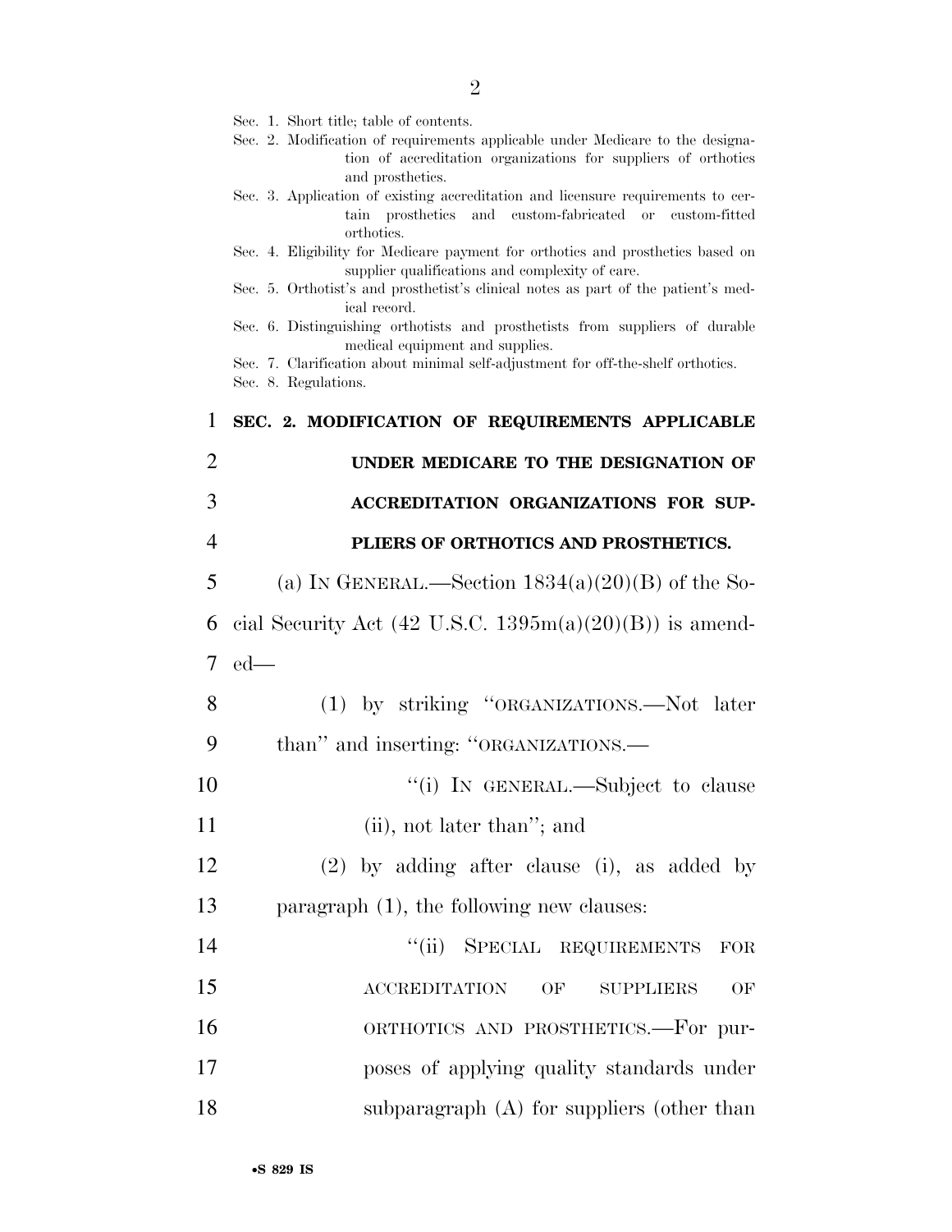Sec. 1. Short title; table of contents.
Sec. 2. Modification of requirements applicable under Medicare to the designation of accreditation organizations for suppliers of orthotics and prosthetics.
Sec. 3. Application of existing accreditation and licensure requirements to certain prosthetics and custom-fabricated or custom-fitted orthotics.
Sec. 4. Eligibility for Medicare payment for orthotics and prosthetics based on supplier qualifications and complexity of care.
Sec. 5. Orthotist's and prosthetist's clinical notes as part of the patient's medical record.
Sec. 6. Distinguishing orthotists and prosthetists from suppliers of durable medical equipment and supplies.
Sec. 7. Clarification about minimal self-adjustment for off-the-shelf orthotics.
Sec. 8. Regulations.

**SEC. 2. MODIFICATION OF REQUIREMENTS APPLICABLE UNDER MEDICARE TO THE DESIGNATION OF ACCREDITATION ORGANIZATIONS FOR SUPPLIERS OF ORTHOTICS AND PROSTHETICS.**

(a) IN GENERAL.—Section 1834(a)(20)(B) of the Social Security Act (42 U.S.C. 1395m(a)(20)(B)) is amended—

(1) by striking "ORGANIZATIONS.—Not later than" and inserting: "ORGANIZATIONS.—

"(i) IN GENERAL.—Subject to clause (ii), not later than"; and

(2) by adding after clause (i), as added by paragraph (1), the following new clauses:

"(ii) SPECIAL REQUIREMENTS FOR ACCREDITATION OF SUPPLIERS OF ORTHOTICS AND PROSTHETICS.—For purposes of applying quality standards under subparagraph (A) for suppliers (other than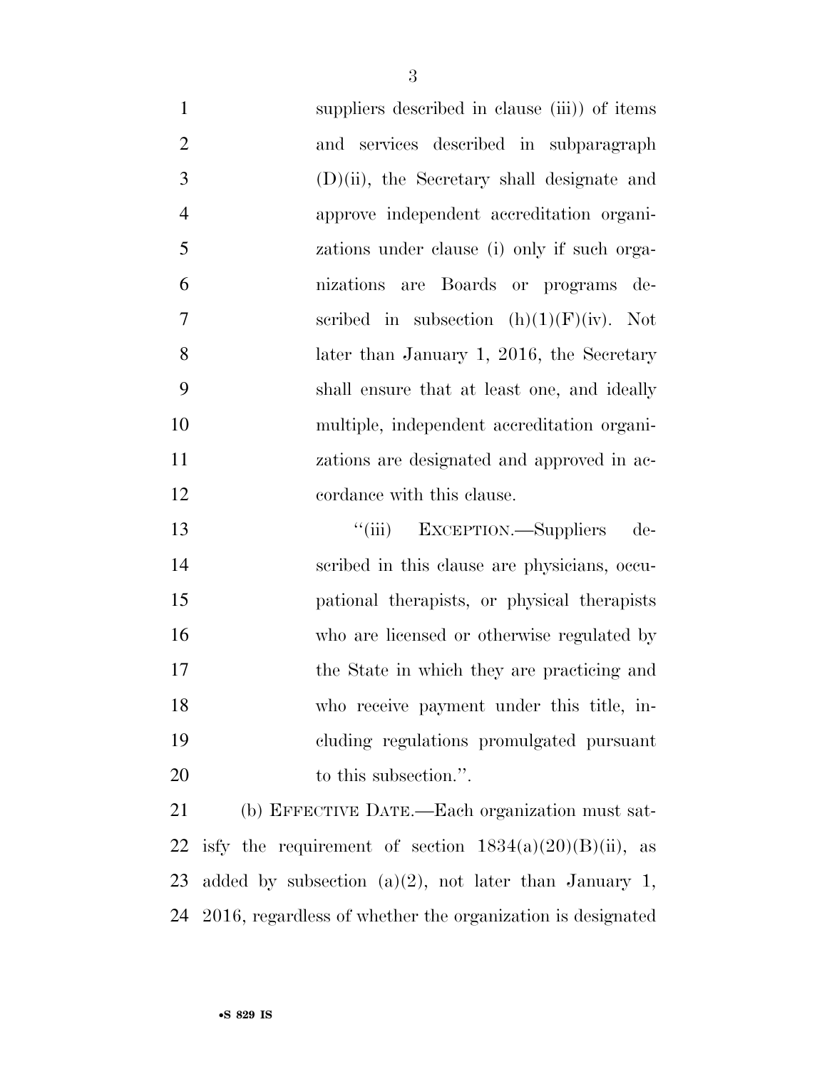suppliers described in clause (iii)) of items and services described in subparagraph (D)(ii), the Secretary shall designate and approve independent accreditation organizations under clause (i) only if such organizations are Boards or programs described in subsection (h)(1)(F)(iv). Not later than January 1, 2016, the Secretary shall ensure that at least one, and ideally multiple, independent accreditation organizations are designated and approved in accordance with this clause.

"(iii) EXCEPTION.—Suppliers described in this clause are physicians, occupational therapists, or physical therapists who are licensed or otherwise regulated by the State in which they are practicing and who receive payment under this title, including regulations promulgated pursuant to this subsection.".

(b) EFFECTIVE DATE.—Each organization must satisfy the requirement of section 1834(a)(20)(B)(ii), as added by subsection (a)(2), not later than January 1, 2016, regardless of whether the organization is designated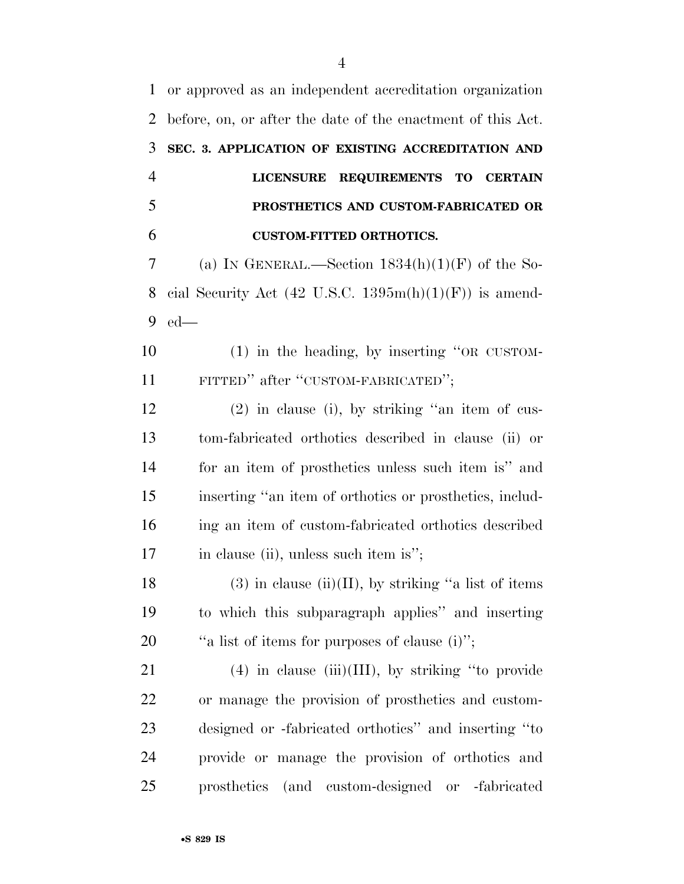or approved as an independent accreditation organization before, on, or after the date of the enactment of this Act.

**SEC. 3. APPLICATION OF EXISTING ACCREDITATION AND LICENSURE REQUIREMENTS TO CERTAIN PROSTHETICS AND CUSTOM-FABRICATED OR CUSTOM-FITTED ORTHOTICS.**

(a) IN GENERAL.—Section 1834(h)(1)(F) of the Social Security Act (42 U.S.C. 1395m(h)(1)(F)) is amended—

(1) in the heading, by inserting ''OR CUSTOM-FITTED'' after ''CUSTOM-FABRICATED'';

(2) in clause (i), by striking ''an item of custom-fabricated orthotics described in clause (ii) or for an item of prosthetics unless such item is'' and inserting ''an item of orthotics or prosthetics, including an item of custom-fabricated orthotics described in clause (ii), unless such item is'';

(3) in clause (ii)(II), by striking ''a list of items to which this subparagraph applies'' and inserting ''a list of items for purposes of clause (i)'';

(4) in clause (iii)(III), by striking ''to provide or manage the provision of prosthetics and custom-designed or -fabricated orthotics'' and inserting ''to provide or manage the provision of orthotics and prosthetics (and custom-designed or -fabricated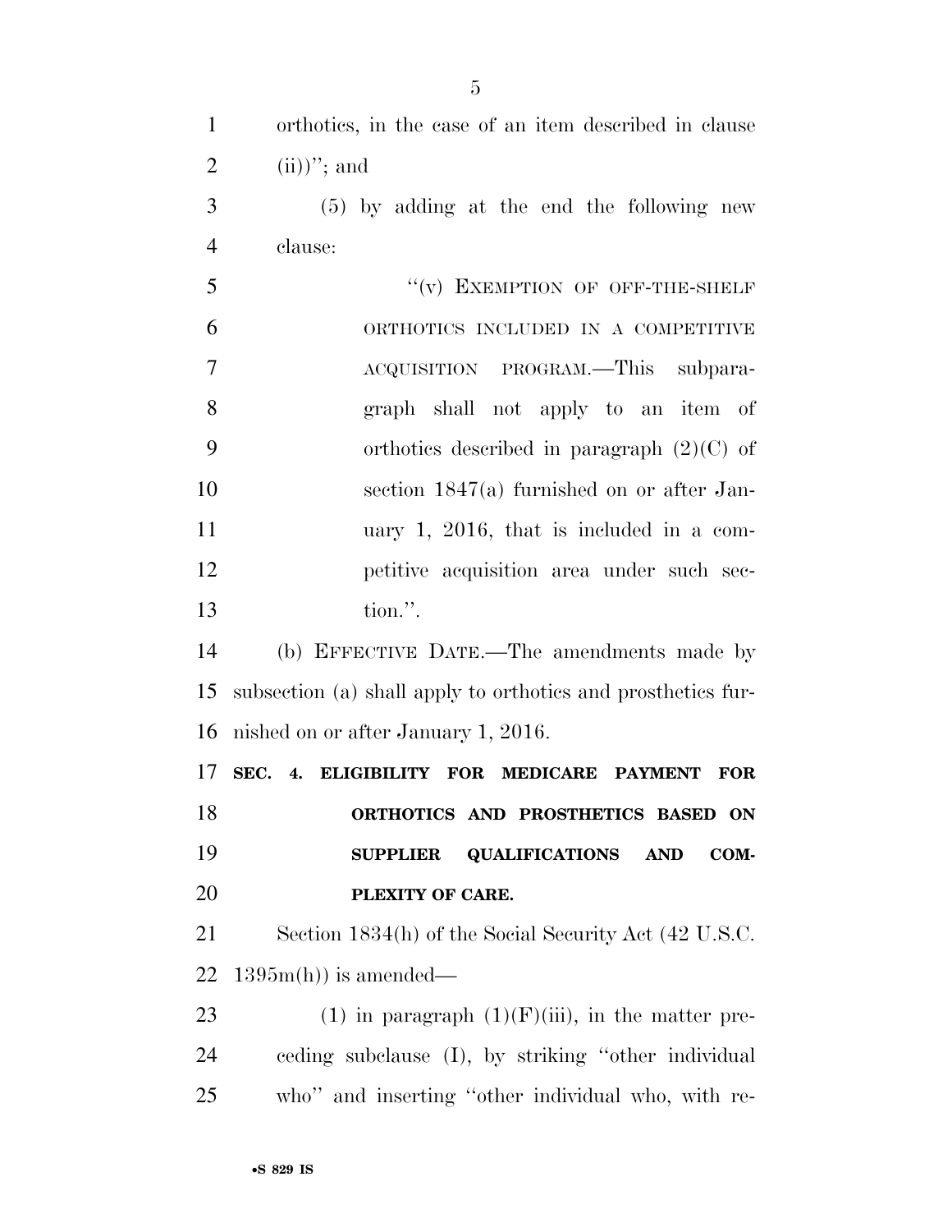orthotics, in the case of an item described in clause (ii))''; and

(5) by adding at the end the following new clause:

''(v) EXEMPTION OF OFF-THE-SHELF ORTHOTICS INCLUDED IN A COMPETITIVE ACQUISITION PROGRAM.—This subparagraph shall not apply to an item of orthotics described in paragraph (2)(C) of section 1847(a) furnished on or after January 1, 2016, that is included in a competitive acquisition area under such section.''.

(b) EFFECTIVE DATE.—The amendments made by subsection (a) shall apply to orthotics and prosthetics furnished on or after January 1, 2016.

**SEC. 4. ELIGIBILITY FOR MEDICARE PAYMENT FOR ORTHOTICS AND PROSTHETICS BASED ON SUPPLIER QUALIFICATIONS AND COMPLEXITY OF CARE.**

Section 1834(h) of the Social Security Act (42 U.S.C. 1395m(h)) is amended—

(1) in paragraph (1)(F)(iii), in the matter preceding subclause (I), by striking ''other individual who'' and inserting ''other individual who, with re-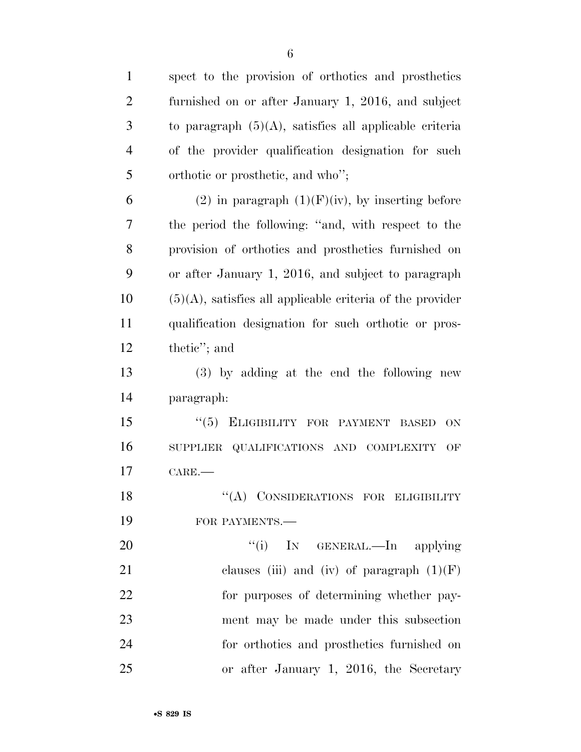spect to the provision of orthotics and prosthetics furnished on or after January 1, 2016, and subject to paragraph (5)(A), satisfies all applicable criteria of the provider qualification designation for such orthotic or prosthetic, and who'';

(2) in paragraph (1)(F)(iv), by inserting before the period the following: ''and, with respect to the provision of orthotics and prosthetics furnished on or after January 1, 2016, and subject to paragraph (5)(A), satisfies all applicable criteria of the provider qualification designation for such orthotic or prosthetic''; and

(3) by adding at the end the following new paragraph:

''(5) ELIGIBILITY FOR PAYMENT BASED ON SUPPLIER QUALIFICATIONS AND COMPLEXITY OF CARE.—

''(A) CONSIDERATIONS FOR ELIGIBILITY FOR PAYMENTS.—

''(i) IN GENERAL.—In applying clauses (iii) and (iv) of paragraph (1)(F) for purposes of determining whether payment may be made under this subsection for orthotics and prosthetics furnished on or after January 1, 2016, the Secretary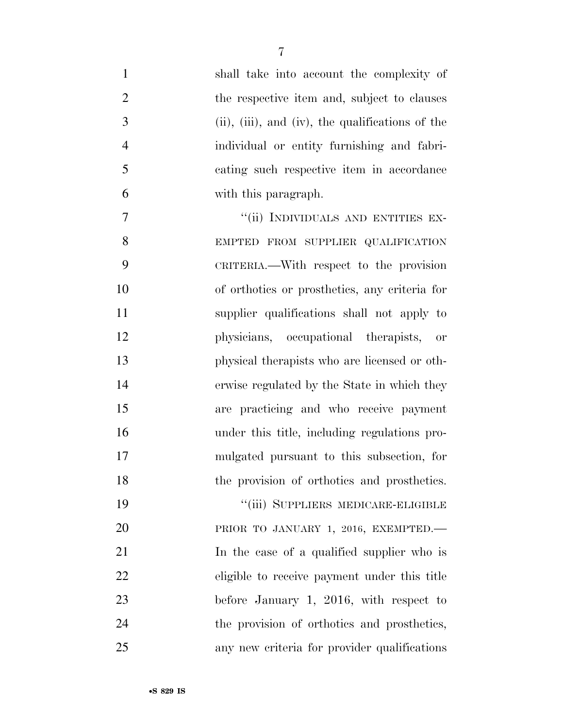shall take into account the complexity of the respective item and, subject to clauses (ii), (iii), and (iv), the qualifications of the individual or entity furnishing and fabricating such respective item in accordance with this paragraph.

"(ii) INDIVIDUALS AND ENTITIES EXEMPTED FROM SUPPLIER QUALIFICATION CRITERIA.—With respect to the provision of orthotics or prosthetics, any criteria for supplier qualifications shall not apply to physicians, occupational therapists, or physical therapists who are licensed or otherwise regulated by the State in which they are practicing and who receive payment under this title, including regulations promulgated pursuant to this subsection, for the provision of orthotics and prosthetics.

"(iii) SUPPLIERS MEDICARE-ELIGIBLE PRIOR TO JANUARY 1, 2016, EXEMPTED.—In the case of a qualified supplier who is eligible to receive payment under this title before January 1, 2016, with respect to the provision of orthotics and prosthetics, any new criteria for provider qualifications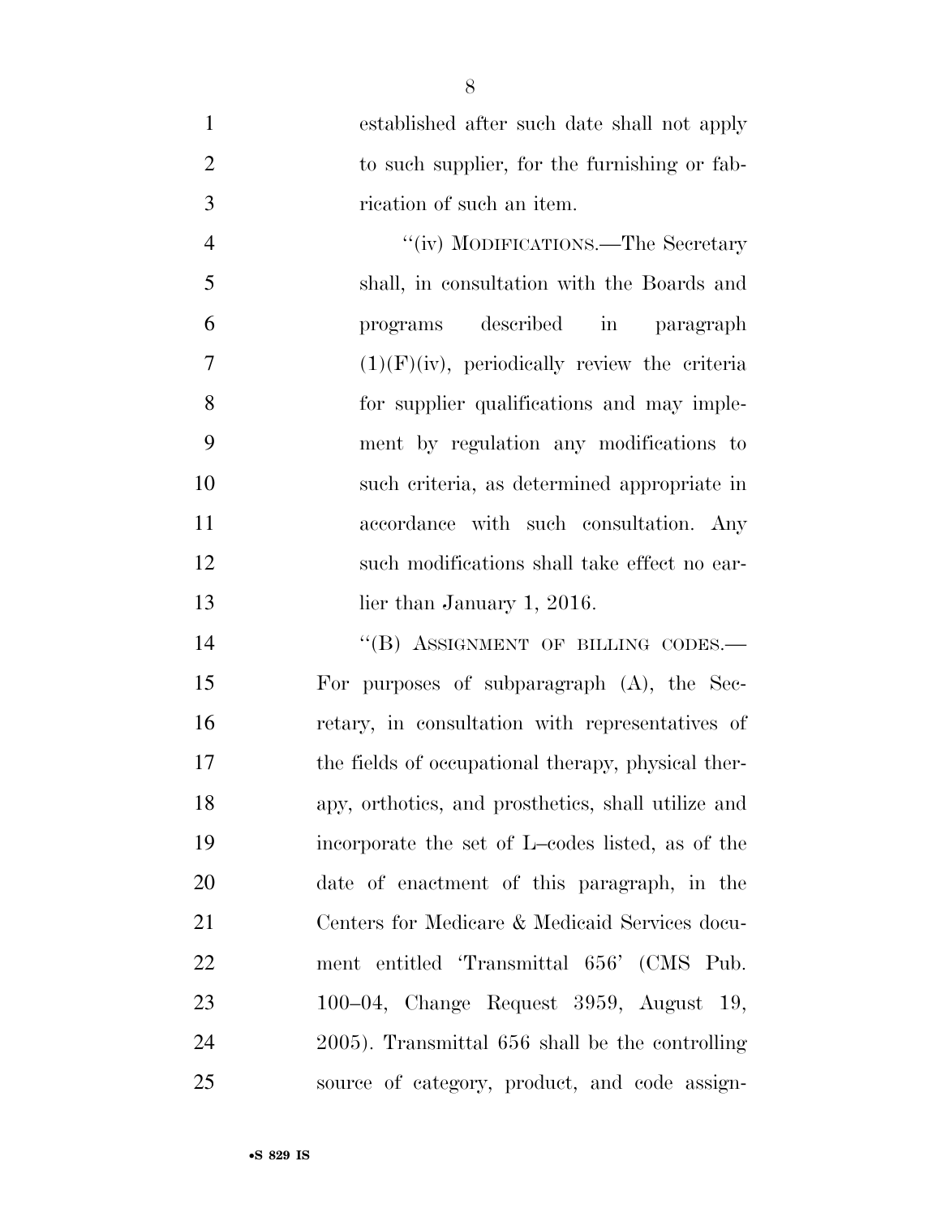established after such date shall not apply to such supplier, for the furnishing or fabrication of such an item.

"(iv) MODIFICATIONS.—The Secretary shall, in consultation with the Boards and programs described in paragraph (1)(F)(iv), periodically review the criteria for supplier qualifications and may implement by regulation any modifications to such criteria, as determined appropriate in accordance with such consultation. Any such modifications shall take effect no earlier than January 1, 2016.

"(B) ASSIGNMENT OF BILLING CODES.—For purposes of subparagraph (A), the Secretary, in consultation with representatives of the fields of occupational therapy, physical therapy, orthotics, and prosthetics, shall utilize and incorporate the set of L–codes listed, as of the date of enactment of this paragraph, in the Centers for Medicare & Medicaid Services document entitled 'Transmittal 656' (CMS Pub. 100–04, Change Request 3959, August 19, 2005). Transmittal 656 shall be the controlling source of category, product, and code assign-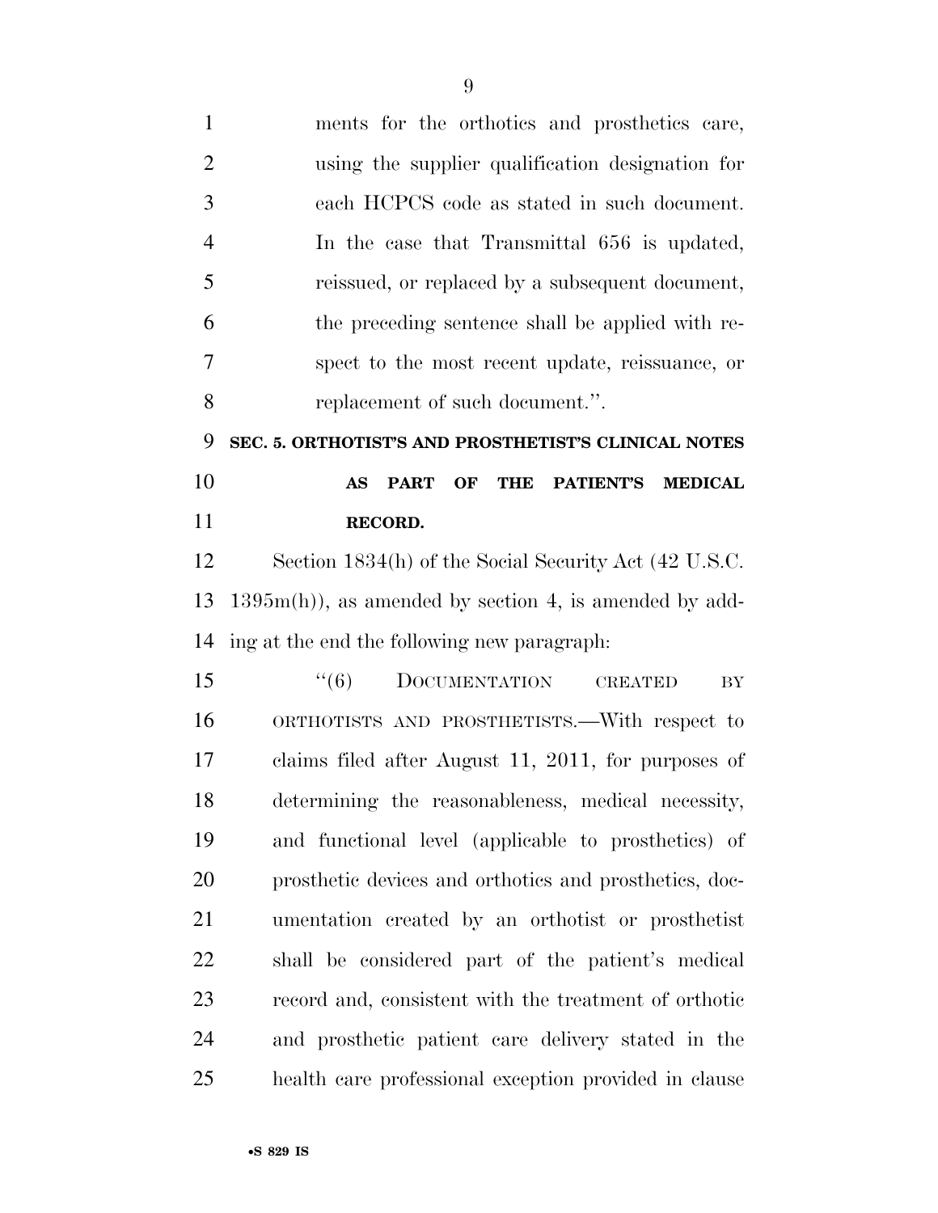ments for the orthotics and prosthetics care, using the supplier qualification designation for each HCPCS code as stated in such document. In the case that Transmittal 656 is updated, reissued, or replaced by a subsequent document, the preceding sentence shall be applied with respect to the most recent update, reissuance, or replacement of such document.''.

**SEC. 5. ORTHOTIST'S AND PROSTHETIST'S CLINICAL NOTES AS PART OF THE PATIENT'S MEDICAL RECORD.**

Section 1834(h) of the Social Security Act (42 U.S.C. 1395m(h)), as amended by section 4, is amended by adding at the end the following new paragraph:

''(6) DOCUMENTATION CREATED BY ORTHOTISTS AND PROSTHETISTS.—With respect to claims filed after August 11, 2011, for purposes of determining the reasonableness, medical necessity, and functional level (applicable to prosthetics) of prosthetic devices and orthotics and prosthetics, documentation created by an orthotist or prosthetist shall be considered part of the patient's medical record and, consistent with the treatment of orthotic and prosthetic patient care delivery stated in the health care professional exception provided in clause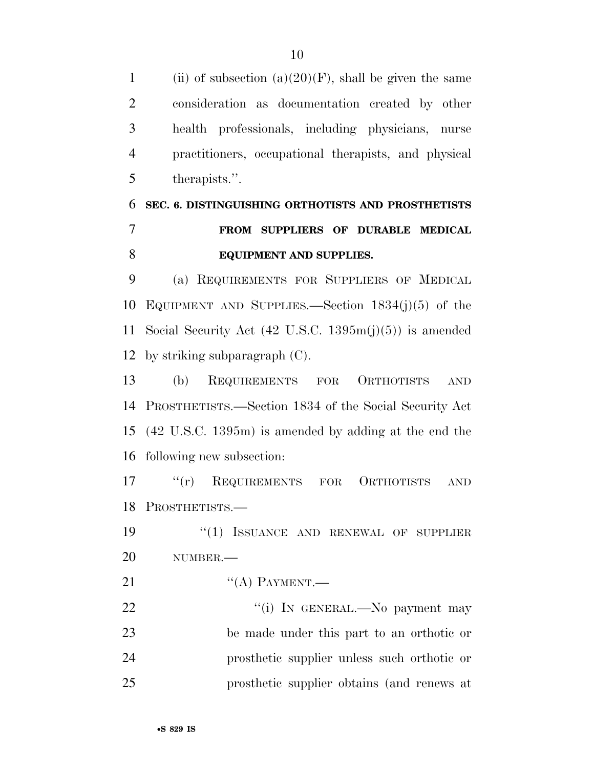(ii) of subsection (a)(20)(F), shall be given the same consideration as documentation created by other health professionals, including physicians, nurse practitioners, occupational therapists, and physical therapists.''.

**SEC. 6. DISTINGUISHING ORTHOTISTS AND PROSTHETISTS FROM SUPPLIERS OF DURABLE MEDICAL EQUIPMENT AND SUPPLIES.**

(a) REQUIREMENTS FOR SUPPLIERS OF MEDICAL EQUIPMENT AND SUPPLIES.—Section 1834(j)(5) of the Social Security Act (42 U.S.C. 1395m(j)(5)) is amended by striking subparagraph (C).

(b) REQUIREMENTS FOR ORTHOTISTS AND PROSTHETISTS.—Section 1834 of the Social Security Act (42 U.S.C. 1395m) is amended by adding at the end the following new subsection:

''(r) REQUIREMENTS FOR ORTHOTISTS AND PROSTHETISTS.—

''(1) ISSUANCE AND RENEWAL OF SUPPLIER NUMBER.—

''(A) PAYMENT.—

''(i) IN GENERAL.—No payment may be made under this part to an orthotic or prosthetic supplier unless such orthotic or prosthetic supplier obtains (and renews at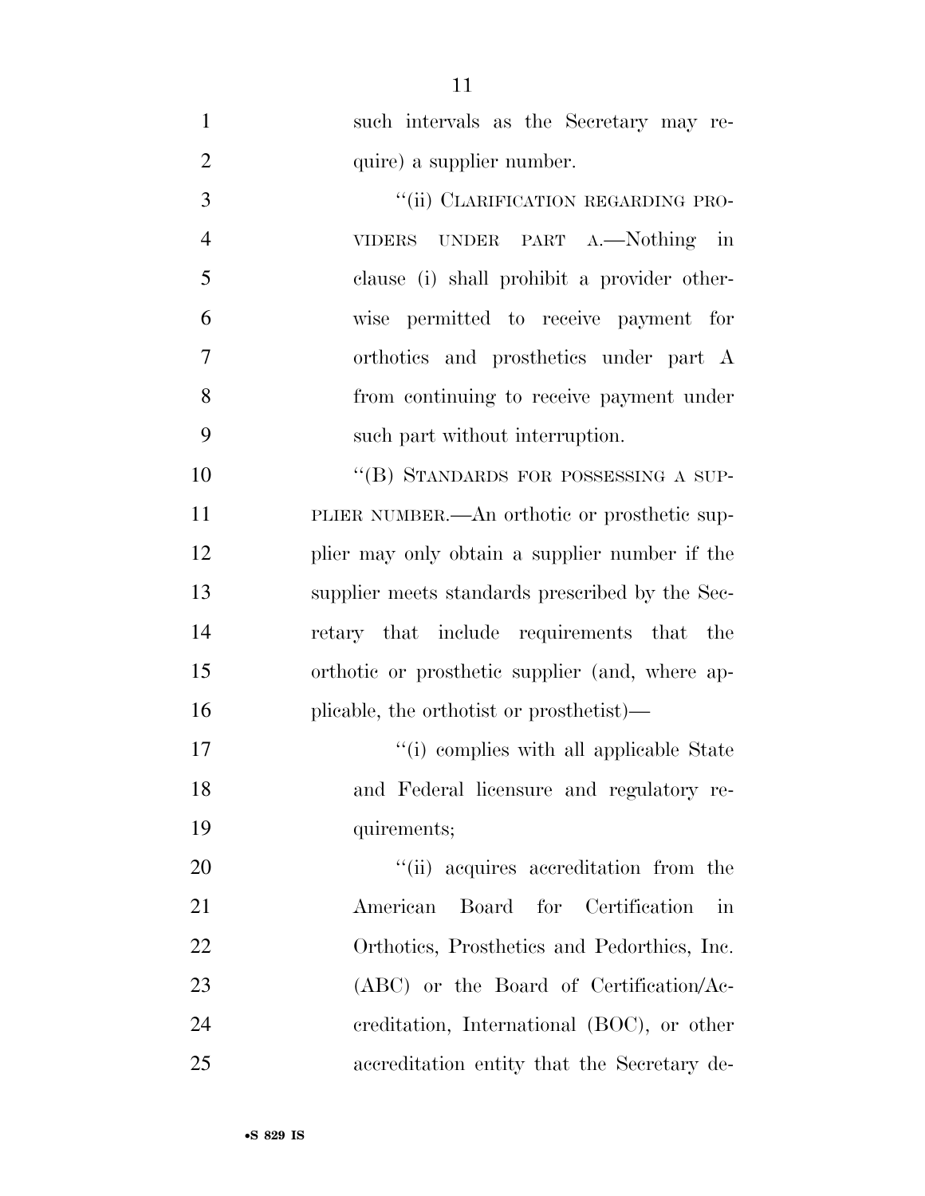such intervals as the Secretary may require) a supplier number.

"(ii) CLARIFICATION REGARDING PROVIDERS UNDER PART A.—Nothing in clause (i) shall prohibit a provider otherwise permitted to receive payment for orthotics and prosthetics under part A from continuing to receive payment under such part without interruption.

"(B) STANDARDS FOR POSSESSING A SUPPLIER NUMBER.—An orthotic or prosthetic supplier may only obtain a supplier number if the supplier meets standards prescribed by the Secretary that include requirements that the orthotic or prosthetic supplier (and, where applicable, the orthotist or prosthetist)—

"(i) complies with all applicable State and Federal licensure and regulatory requirements;

"(ii) acquires accreditation from the American Board for Certification in Orthotics, Prosthetics and Pedorthics, Inc. (ABC) or the Board of Certification/Accreditation, International (BOC), or other accreditation entity that the Secretary de-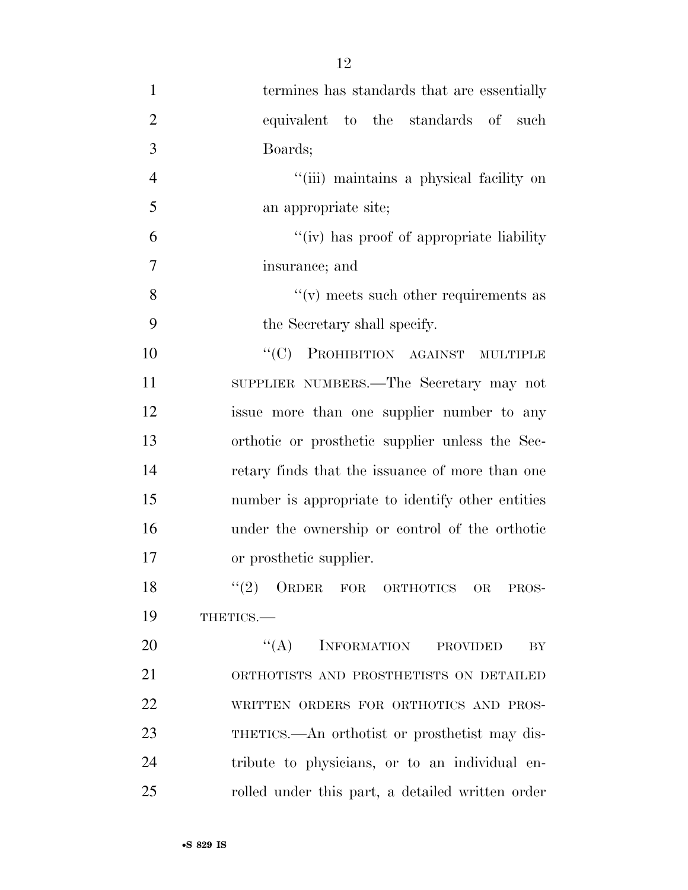termines has standards that are essentially equivalent to the standards of such Boards;

"(iii) maintains a physical facility on an appropriate site;

"(iv) has proof of appropriate liability insurance; and

"(v) meets such other requirements as the Secretary shall specify.

"(C) PROHIBITION AGAINST MULTIPLE SUPPLIER NUMBERS.—The Secretary may not issue more than one supplier number to any orthotic or prosthetic supplier unless the Secretary finds that the issuance of more than one number is appropriate to identify other entities under the ownership or control of the orthotic or prosthetic supplier.

"(2) ORDER FOR ORTHOTICS OR PROSTHETICS.—

"(A) INFORMATION PROVIDED BY ORTHOTISTS AND PROSTHETISTS ON DETAILED WRITTEN ORDERS FOR ORTHOTICS AND PROSTHETICS.—An orthotist or prosthetist may distribute to physicians, or to an individual enrolled under this part, a detailed written order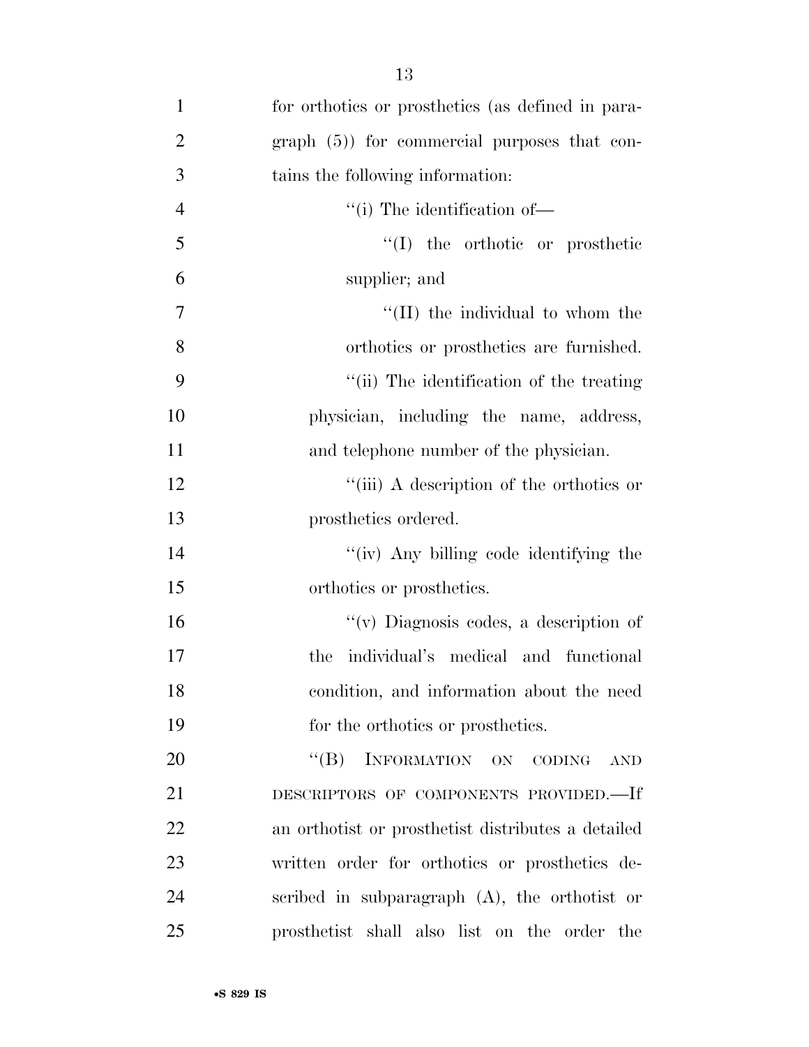for orthotics or prosthetics (as defined in paragraph (5)) for commercial purposes that contains the following information:

''(i) The identification of—

''(I) the orthotic or prosthetic supplier; and

''(II) the individual to whom the orthotics or prosthetics are furnished.

''(ii) The identification of the treating physician, including the name, address, and telephone number of the physician.

''(iii) A description of the orthotics or prosthetics ordered.

''(iv) Any billing code identifying the orthotics or prosthetics.

''(v) Diagnosis codes, a description of the individual's medical and functional condition, and information about the need for the orthotics or prosthetics.

''(B) INFORMATION ON CODING AND DESCRIPTORS OF COMPONENTS PROVIDED.—If an orthotist or prosthetist distributes a detailed written order for orthotics or prosthetics described in subparagraph (A), the orthotist or prosthetist shall also list on the order the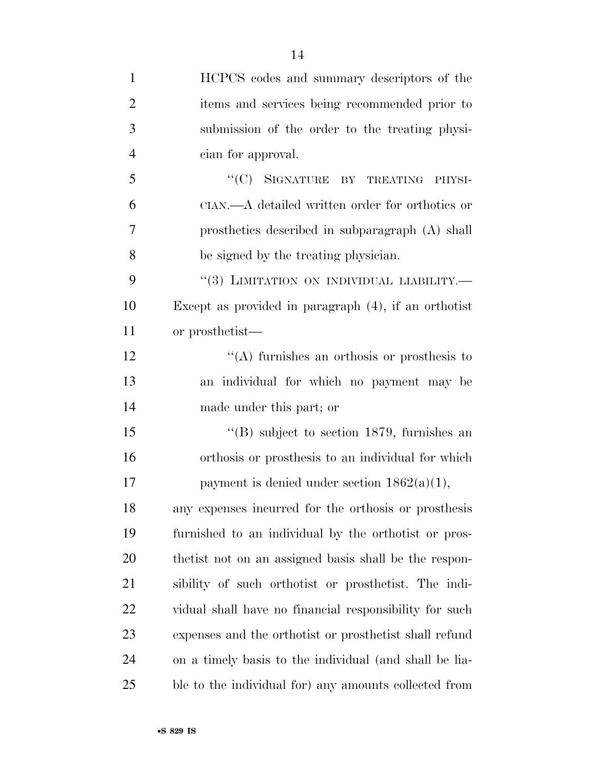HCPCS codes and summary descriptors of the items and services being recommended prior to submission of the order to the treating physician for approval.

"(C) SIGNATURE BY TREATING PHYSICIAN.—A detailed written order for orthotics or prosthetics described in subparagraph (A) shall be signed by the treating physician.

"(3) LIMITATION ON INDIVIDUAL LIABILITY.—Except as provided in paragraph (4), if an orthotist or prosthetist—

"(A) furnishes an orthosis or prosthesis to an individual for which no payment may be made under this part; or

"(B) subject to section 1879, furnishes an orthosis or prosthesis to an individual for which payment is denied under section 1862(a)(1),

any expenses incurred for the orthosis or prosthesis furnished to an individual by the orthotist or prosthetist not on an assigned basis shall be the responsibility of such orthotist or prosthetist. The individual shall have no financial responsibility for such expenses and the orthotist or prosthetist shall refund on a timely basis to the individual (and shall be liable to the individual for) any amounts collected from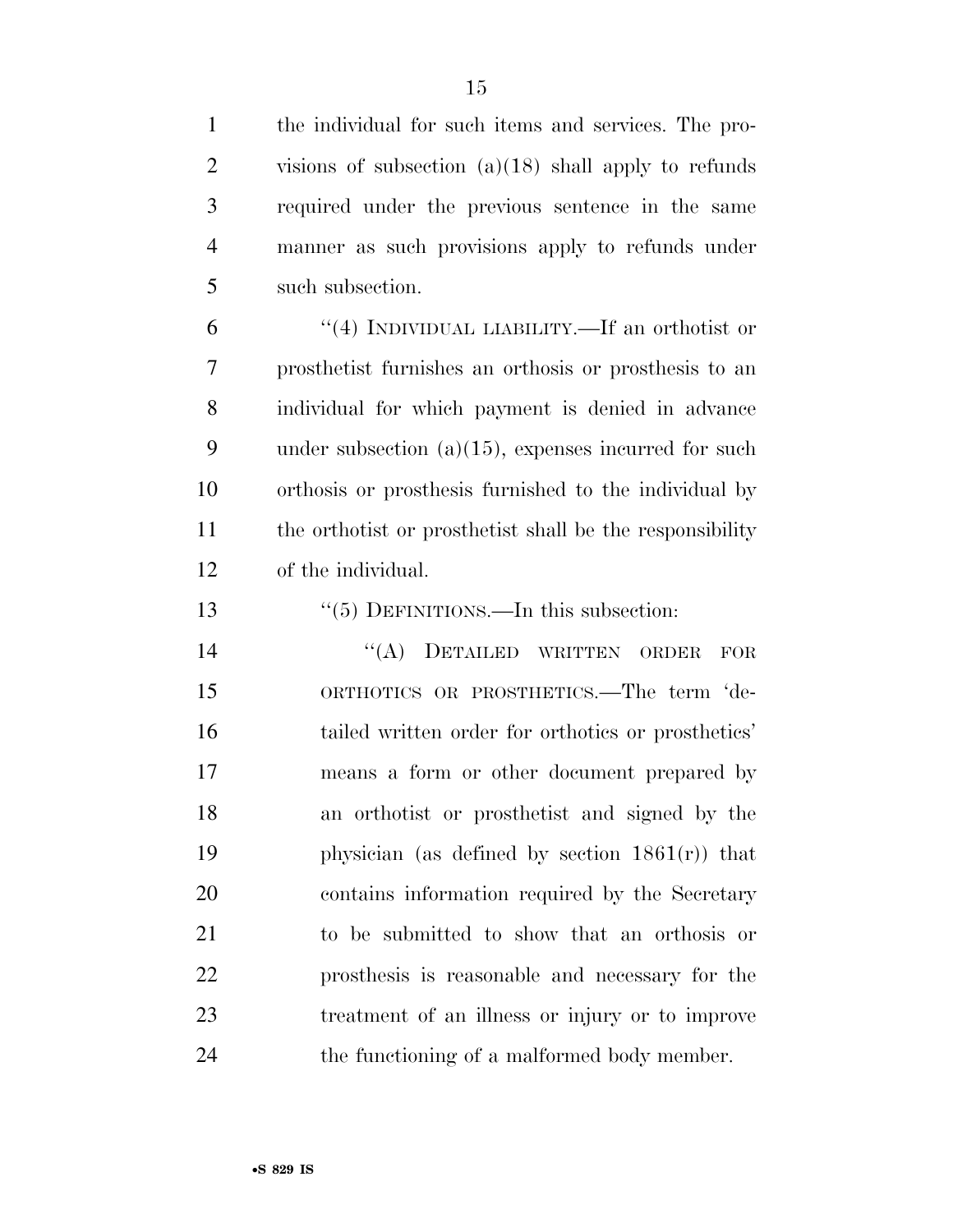the individual for such items and services. The provisions of subsection (a)(18) shall apply to refunds required under the previous sentence in the same manner as such provisions apply to refunds under such subsection.

"(4) INDIVIDUAL LIABILITY.—If an orthotist or prosthetist furnishes an orthosis or prosthesis to an individual for which payment is denied in advance under subsection (a)(15), expenses incurred for such orthosis or prosthesis furnished to the individual by the orthotist or prosthetist shall be the responsibility of the individual.

"(5) DEFINITIONS.—In this subsection:

"(A) DETAILED WRITTEN ORDER FOR ORTHOTICS OR PROSTHETICS.—The term 'detailed written order for orthotics or prosthetics' means a form or other document prepared by an orthotist or prosthetist and signed by the physician (as defined by section 1861(r)) that contains information required by the Secretary to be submitted to show that an orthosis or prosthesis is reasonable and necessary for the treatment of an illness or injury or to improve the functioning of a malformed body member.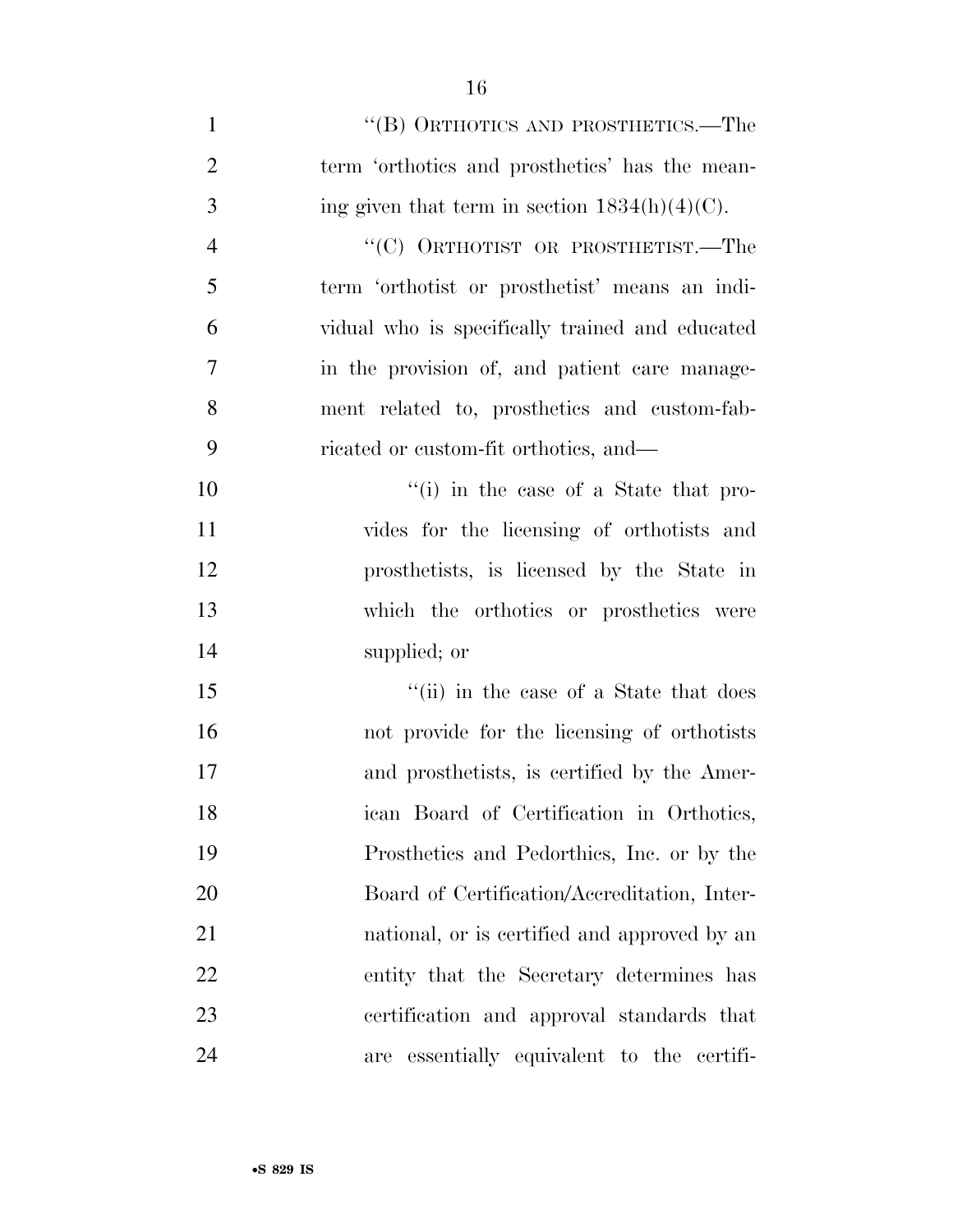"(B) ORTHOTICS AND PROSTHETICS.—The term 'orthotics and prosthetics' has the meaning given that term in section 1834(h)(4)(C).

"(C) ORTHOTIST OR PROSTHETIST.—The term 'orthotist or prosthetist' means an individual who is specifically trained and educated in the provision of, and patient care management related to, prosthetics and custom-fabricated or custom-fit orthotics, and—

"(i) in the case of a State that provides for the licensing of orthotists and prosthetists, is licensed by the State in which the orthotics or prosthetics were supplied; or

"(ii) in the case of a State that does not provide for the licensing of orthotists and prosthetists, is certified by the American Board of Certification in Orthotics, Prosthetics and Pedorthics, Inc. or by the Board of Certification/Accreditation, International, or is certified and approved by an entity that the Secretary determines has certification and approval standards that are essentially equivalent to the certifi-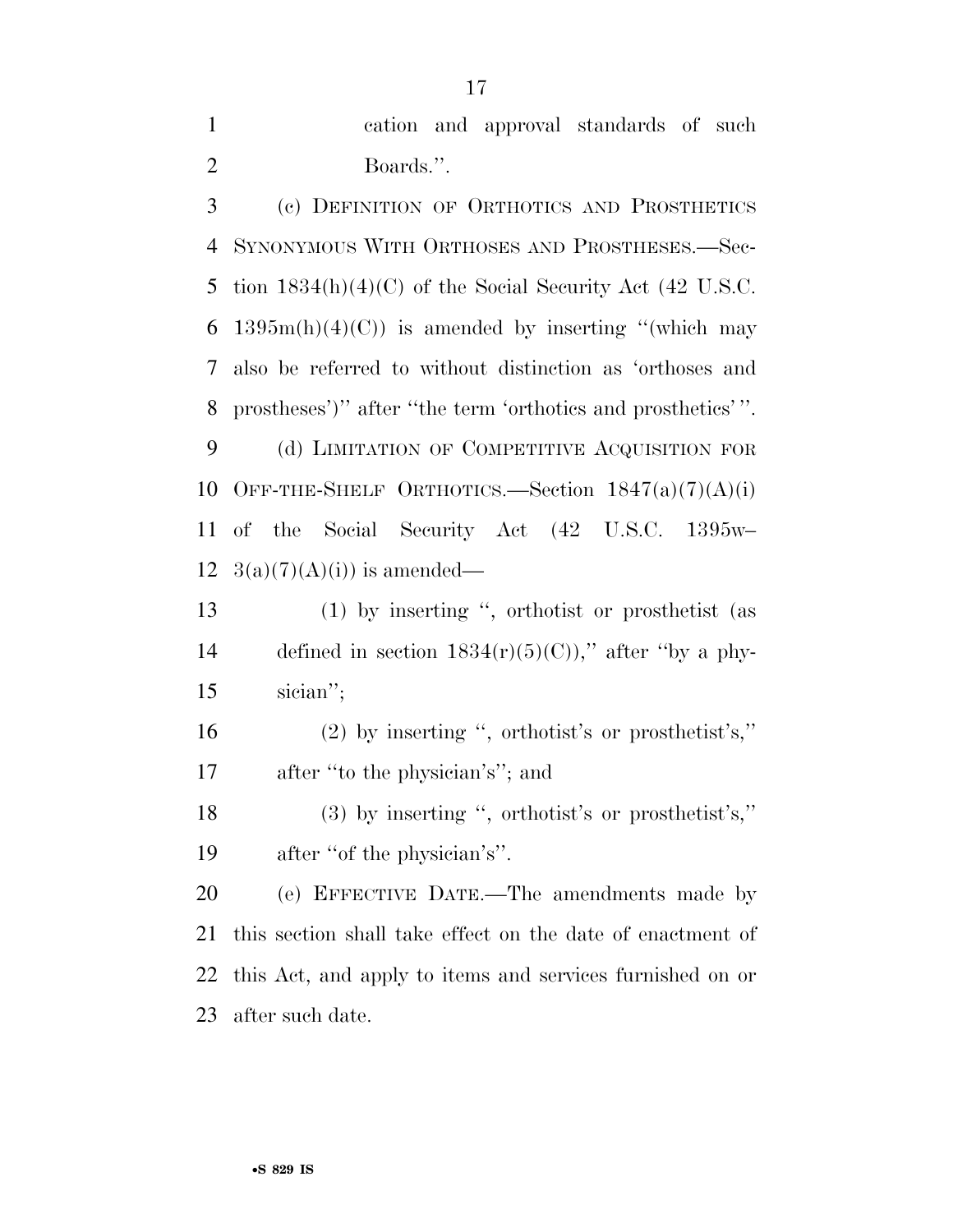cation and approval standards of such Boards.''.

(c) DEFINITION OF ORTHOTICS AND PROSTHETICS SYNONYMOUS WITH ORTHOSES AND PROSTHESES.—Section 1834(h)(4)(C) of the Social Security Act (42 U.S.C. 1395m(h)(4)(C)) is amended by inserting ''(which may also be referred to without distinction as 'orthoses and prostheses')'' after ''the term 'orthotics and prosthetics' ''.

(d) LIMITATION OF COMPETITIVE ACQUISITION FOR OFF-THE-SHELF ORTHOTICS.—Section 1847(a)(7)(A)(i) of the Social Security Act (42 U.S.C. 1395w–3(a)(7)(A)(i)) is amended—

(1) by inserting '', orthotist or prosthetist (as defined in section 1834(r)(5)(C)),'' after ''by a physician'';

(2) by inserting '', orthotist's or prosthetist's,'' after ''to the physician's''; and

(3) by inserting '', orthotist's or prosthetist's,'' after ''of the physician's''.

(e) EFFECTIVE DATE.—The amendments made by this section shall take effect on the date of enactment of this Act, and apply to items and services furnished on or after such date.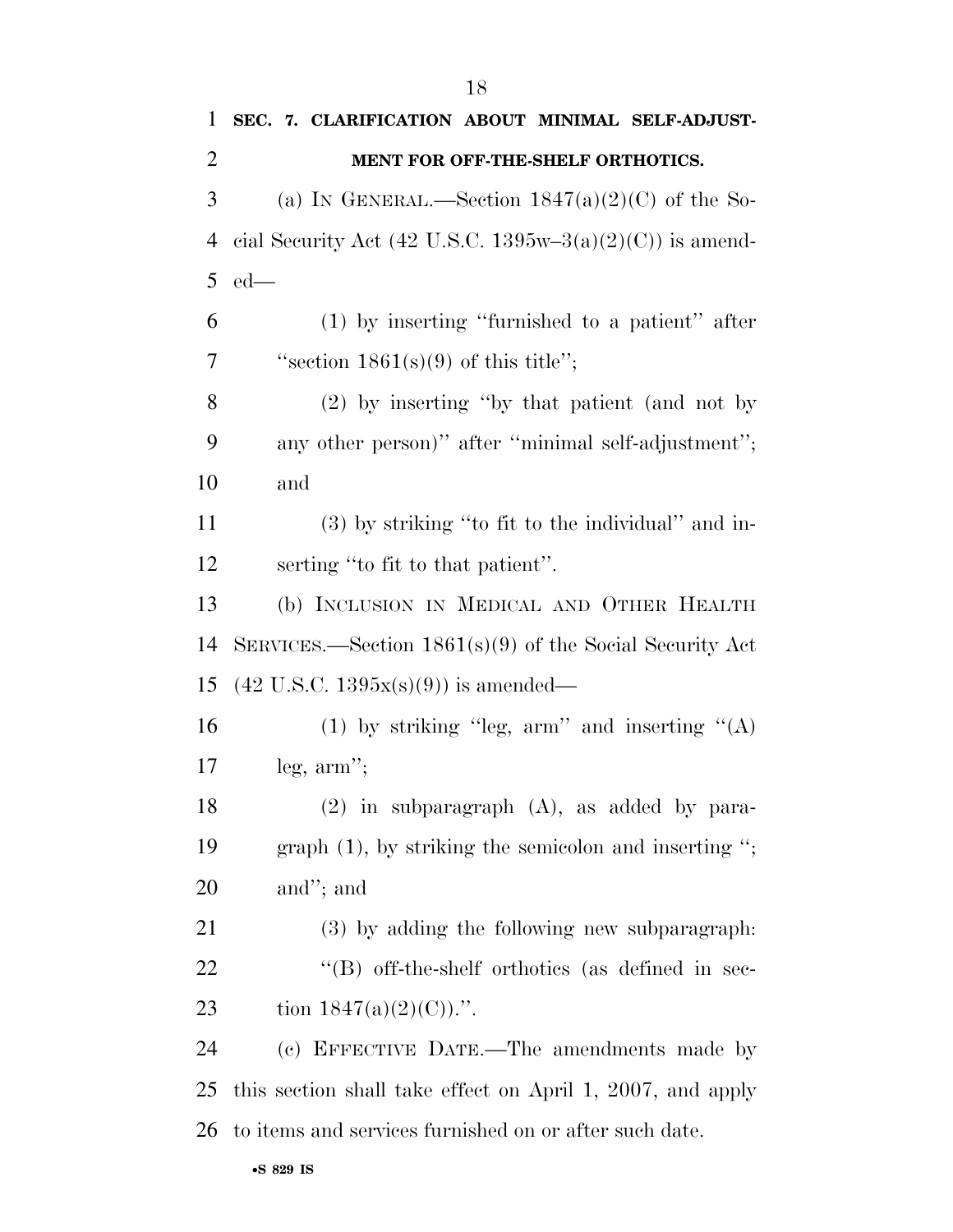## SEC. 7. CLARIFICATION ABOUT MINIMAL SELF-ADJUSTMENT FOR OFF-THE-SHELF ORTHOTICS.

(a) IN GENERAL.—Section 1847(a)(2)(C) of the Social Security Act (42 U.S.C. 1395w–3(a)(2)(C)) is amended—

(1) by inserting ''furnished to a patient'' after ''section 1861(s)(9) of this title'';

(2) by inserting ''by that patient (and not by any other person)'' after ''minimal self-adjustment''; and

(3) by striking ''to fit to the individual'' and inserting ''to fit to that patient''.

(b) INCLUSION IN MEDICAL AND OTHER HEALTH SERVICES.—Section 1861(s)(9) of the Social Security Act (42 U.S.C. 1395x(s)(9)) is amended—

(1) by striking ''leg, arm'' and inserting ''(A) leg, arm'';

(2) in subparagraph (A), as added by paragraph (1), by striking the semicolon and inserting ''; and''; and

(3) by adding the following new subparagraph:

''(B) off-the-shelf orthotics (as defined in section 1847(a)(2)(C)).''.

(c) EFFECTIVE DATE.—The amendments made by this section shall take effect on April 1, 2007, and apply to items and services furnished on or after such date.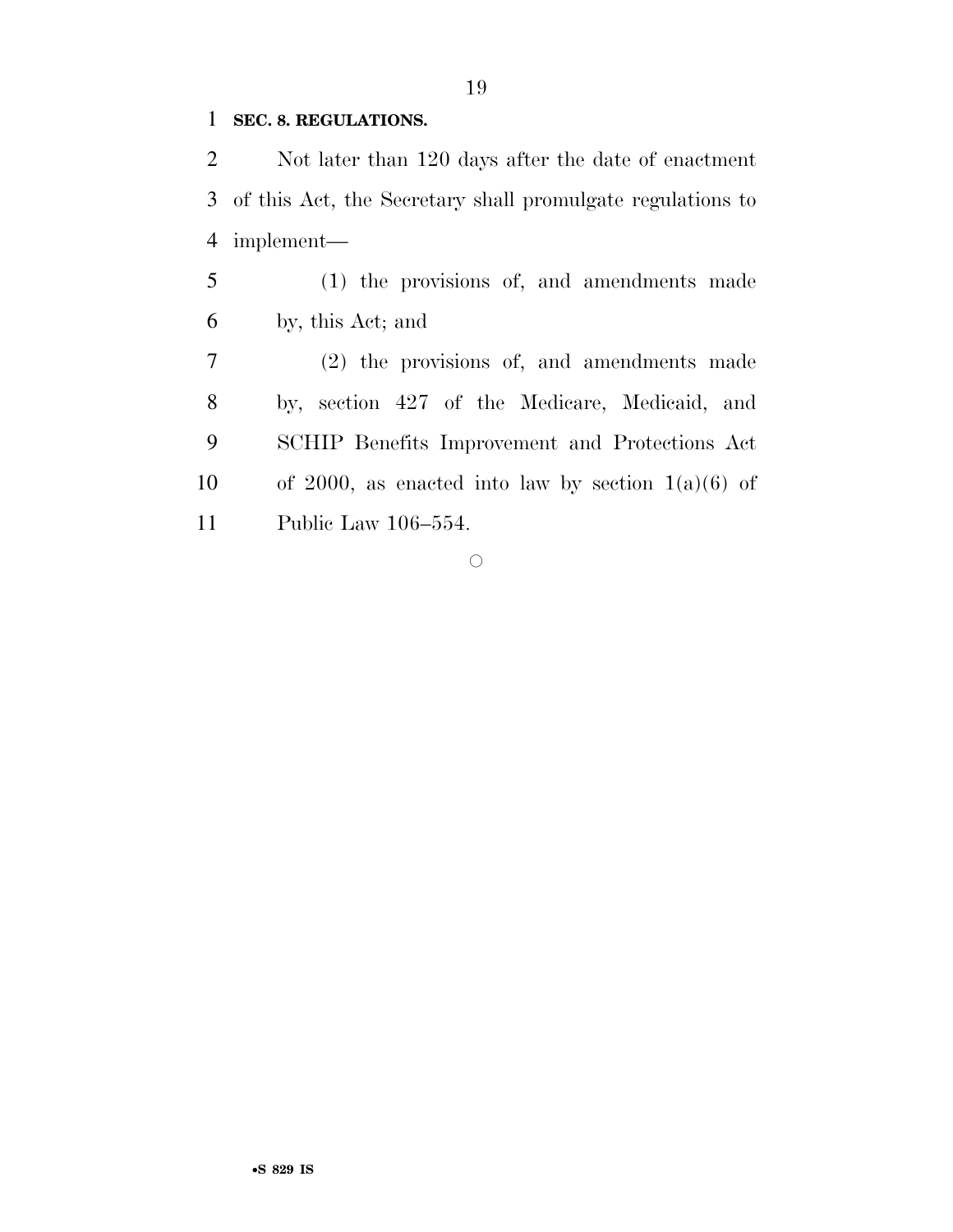**SEC. 8. REGULATIONS.**

Not later than 120 days after the date of enactment of this Act, the Secretary shall promulgate regulations to implement—

(1) the provisions of, and amendments made by, this Act; and

(2) the provisions of, and amendments made by, section 427 of the Medicare, Medicaid, and SCHIP Benefits Improvement and Protections Act of 2000, as enacted into law by section 1(a)(6) of Public Law 106–554.